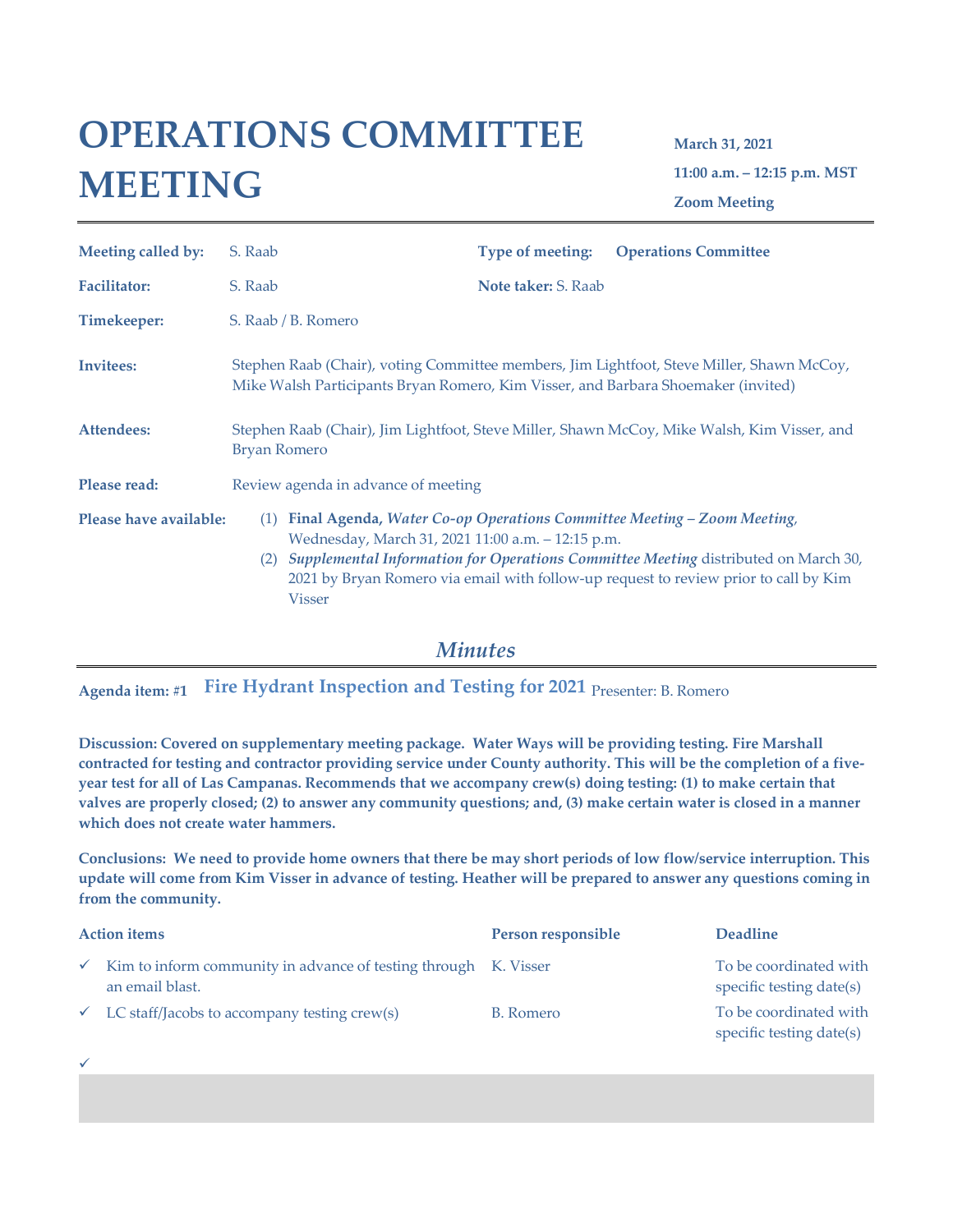# OPERATIONS COMMITTEE MEETING

**March 31, 2021**

**11:00 a.m. – 12:15 p.m. MST**

**Zoom Meeting**

| | | | |
|---|---|---|---|
| **Meeting called by:** | S. Raab | **Type of meeting:** | **Operations Committee** |
| **Facilitator:** | S. Raab | **Note taker:** S. Raab | |
| **Timekeeper:** | S. Raab / B. Romero | | |

**Invitees:** Stephen Raab (Chair), voting Committee members, Jim Lightfoot, Steve Miller, Shawn McCoy, Mike Walsh Participants Bryan Romero, Kim Visser, and Barbara Shoemaker (invited)

**Attendees:** Stephen Raab (Chair), Jim Lightfoot, Steve Miller, Shawn McCoy, Mike Walsh, Kim Visser, and Bryan Romero

**Please read:** Review agenda in advance of meeting

**Please have available:**

(1) **Final Agenda,** ***Water Co-op Operations Committee Meeting – Zoom Meeting***, Wednesday, March 31, 2021 11:00 a.m. – 12:15 p.m.

(2) ***Supplemental Information for Operations Committee Meeting*** distributed on March 30, 2021 by Bryan Romero via email with follow-up request to review prior to call by Kim Visser

## *Minutes*

**Agenda item: #1** **Fire Hydrant Inspection and Testing for 2021** Presenter: B. Romero

**Discussion: Covered on supplementary meeting package. Water Ways will be providing testing. Fire Marshall contracted for testing and contractor providing service under County authority. This will be the completion of a five-year test for all of Las Campanas. Recommends that we accompany crew(s) doing testing: (1) to make certain that valves are properly closed; (2) to answer any community questions; and, (3) make certain water is closed in a manner which does not create water hammers.**

**Conclusions: We need to provide home owners that there be may short periods of low flow/service interruption. This update will come from Kim Visser in advance of testing. Heather will be prepared to answer any questions coming in from the community.**

| Action items | Person responsible | Deadline |
|---|---|---|
| ✓ Kim to inform community in advance of testing through an email blast. | K. Visser | To be coordinated with specific testing date(s) |
| ✓ LC staff/Jacobs to accompany testing crew(s) | B. Romero | To be coordinated with specific testing date(s) |
| ✓ | | |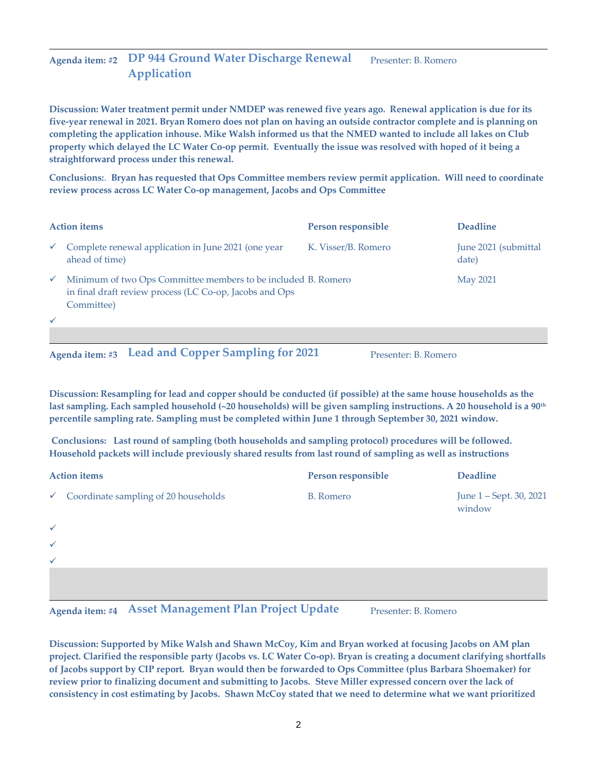**Agenda item: #2** **DP 944 Ground Water Discharge Renewal Application** Presenter: B. Romero

**Discussion: Water treatment permit under NMDEP was renewed five years ago. Renewal application is due for its five-year renewal in 2021. Bryan Romero does not plan on having an outside contractor complete and is planning on completing the application inhouse. Mike Walsh informed us that the NMED wanted to include all lakes on Club property which delayed the LC Water Co-op permit. Eventually the issue was resolved with hoped of it being a straightforward process under this renewal.**

**Conclusions:. Bryan has requested that Ops Committee members review permit application. Will need to coordinate review process across LC Water Co-op management, Jacobs and Ops Committee**

| Action items | Person responsible | Deadline |
|---|---|---|
| ✓ Complete renewal application in June 2021 (one year ahead of time) | K. Visser/B. Romero | June 2021 (submittal date) |
| ✓ Minimum of two Ops Committee members to be included in final draft review process (LC Co-op, Jacobs and Ops Committee) | B. Romero | May 2021 |
| ✓ | | |

**Agenda item: #3** **Lead and Copper Sampling for 2021** Presenter: B. Romero

**Discussion: Resampling for lead and copper should be conducted (if possible) at the same house households as the last sampling. Each sampled household (~20 households) will be given sampling instructions. A 20 household is a 90th percentile sampling rate. Sampling must be completed within June 1 through September 30, 2021 window.**

**Conclusions: Last round of sampling (both households and sampling protocol) procedures will be followed. Household packets will include previously shared results from last round of sampling as well as instructions**

| Action items | Person responsible | Deadline |
|---|---|---|
| ✓ Coordinate sampling of 20 households | B. Romero | June 1 – Sept. 30, 2021 window |
| ✓ | | |
| ✓ | | |
| ✓ | | |

**Agenda item: #4** **Asset Management Plan Project Update** Presenter: B. Romero

**Discussion: Supported by Mike Walsh and Shawn McCoy, Kim and Bryan worked at focusing Jacobs on AM plan project. Clarified the responsible party (Jacobs vs. LC Water Co-op). Bryan is creating a document clarifying shortfalls of Jacobs support by CIP report. Bryan would then be forwarded to Ops Committee (plus Barbara Shoemaker) for review prior to finalizing document and submitting to Jacobs. Steve Miller expressed concern over the lack of consistency in cost estimating by Jacobs. Shawn McCoy stated that we need to determine what we want prioritized**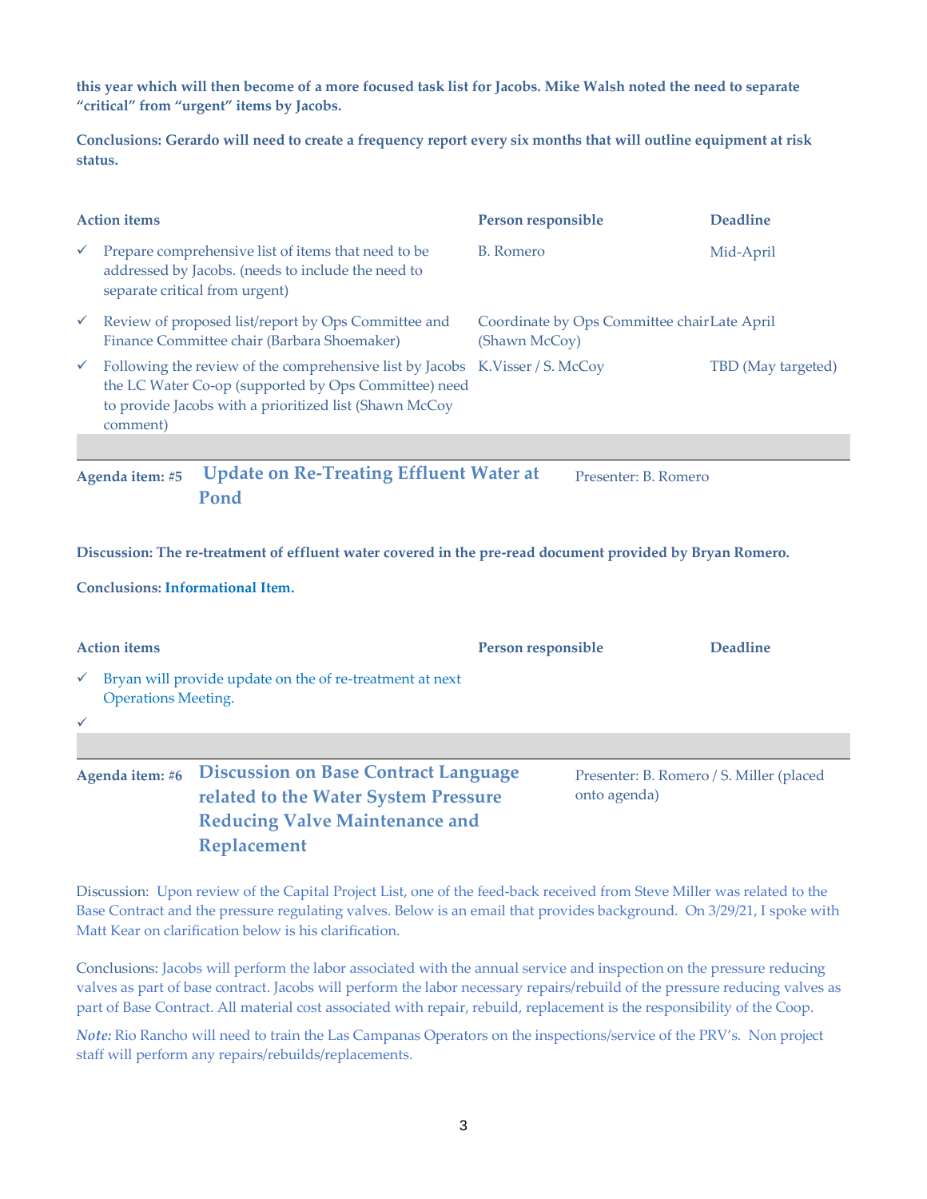**this year which will then become of a more focused task list for Jacobs. Mike Walsh noted the need to separate "critical" from "urgent" items by Jacobs.**

**Conclusions: Gerardo will need to create a frequency report every six months that will outline equipment at risk status.**

| Action items | Person responsible | Deadline |
|---|---|---|
| ✓ Prepare comprehensive list of items that need to be addressed by Jacobs. (needs to include the need to separate critical from urgent) | B. Romero | Mid-April |
| ✓ Review of proposed list/report by Ops Committee and Finance Committee chair (Barbara Shoemaker) | Coordinate by Ops Committee chair (Shawn McCoy) | Late April |
| ✓ Following the review of the comprehensive list by Jacobs the LC Water Co-op (supported by Ops Committee) need to provide Jacobs with a prioritized list (Shawn McCoy comment) | K.Visser / S. McCoy | TBD (May targeted) |

**Agenda item: #5** **Update on Re-Treating Effluent Water at Pond** — Presenter: B. Romero

**Discussion: The re-treatment of effluent water covered in the pre-read document provided by Bryan Romero.**

**Conclusions:** Informational Item.

| Action items | Person responsible | Deadline |
|---|---|---|
| ✓ Bryan will provide update on the of re-treatment at next Operations Meeting. | | |
| ✓ | | |

**Agenda item: #6** **Discussion on Base Contract Language related to the Water System Pressure Reducing Valve Maintenance and Replacement** — Presenter: B. Romero / S. Miller (placed onto agenda)

Discussion: Upon review of the Capital Project List, one of the feed-back received from Steve Miller was related to the Base Contract and the pressure regulating valves. Below is an email that provides background. On 3/29/21, I spoke with Matt Kear on clarification below is his clarification.

Conclusions: Jacobs will perform the labor associated with the annual service and inspection on the pressure reducing valves as part of base contract. Jacobs will perform the labor necessary repairs/rebuild of the pressure reducing valves as part of Base Contract. All material cost associated with repair, rebuild, replacement is the responsibility of the Coop.

***Note:*** Rio Rancho will need to train the Las Campanas Operators on the inspections/service of the PRV's. Non project staff will perform any repairs/rebuilds/replacements.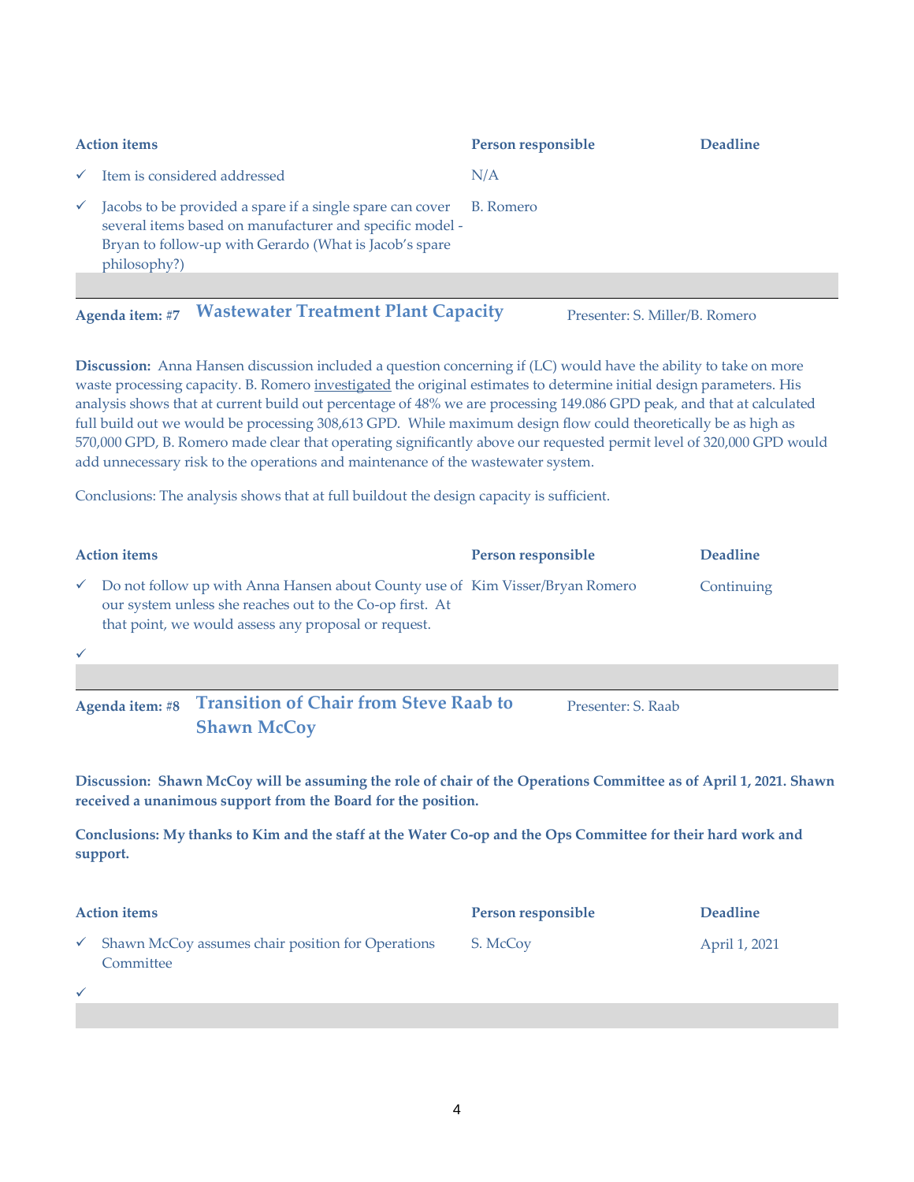| Action items | Person responsible | Deadline |
|---|---|---|
| ✓ Item is considered addressed | N/A | |
| ✓ Jacobs to be provided a spare if a single spare can cover several items based on manufacturer and specific model - Bryan to follow-up with Gerardo (What is Jacob's spare philosophy?) | B. Romero | |

**Agenda item: #7** **Wastewater Treatment Plant Capacity** Presenter: S. Miller/B. Romero

**Discussion:** Anna Hansen discussion included a question concerning if (LC) would have the ability to take on more waste processing capacity. B. Romero investigated the original estimates to determine initial design parameters. His analysis shows that at current build out percentage of 48% we are processing 149.086 GPD peak, and that at calculated full build out we would be processing 308,613 GPD. While maximum design flow could theoretically be as high as 570,000 GPD, B. Romero made clear that operating significantly above our requested permit level of 320,000 GPD would add unnecessary risk to the operations and maintenance of the wastewater system.

Conclusions: The analysis shows that at full buildout the design capacity is sufficient.

| Action items | Person responsible | Deadline |
|---|---|---|
| ✓ Do not follow up with Anna Hansen about County use of our system unless she reaches out to the Co-op first. At that point, we would assess any proposal or request. | Kim Visser/Bryan Romero | Continuing |
| ✓ | | |

**Agenda item: #8** **Transition of Chair from Steve Raab to Shawn McCoy** Presenter: S. Raab

**Discussion: Shawn McCoy will be assuming the role of chair of the Operations Committee as of April 1, 2021. Shawn received a unanimous support from the Board for the position.**

**Conclusions: My thanks to Kim and the staff at the Water Co-op and the Ops Committee for their hard work and support.**

| Action items | Person responsible | Deadline |
|---|---|---|
| ✓ Shawn McCoy assumes chair position for Operations Committee | S. McCoy | April 1, 2021 |
| ✓ | | |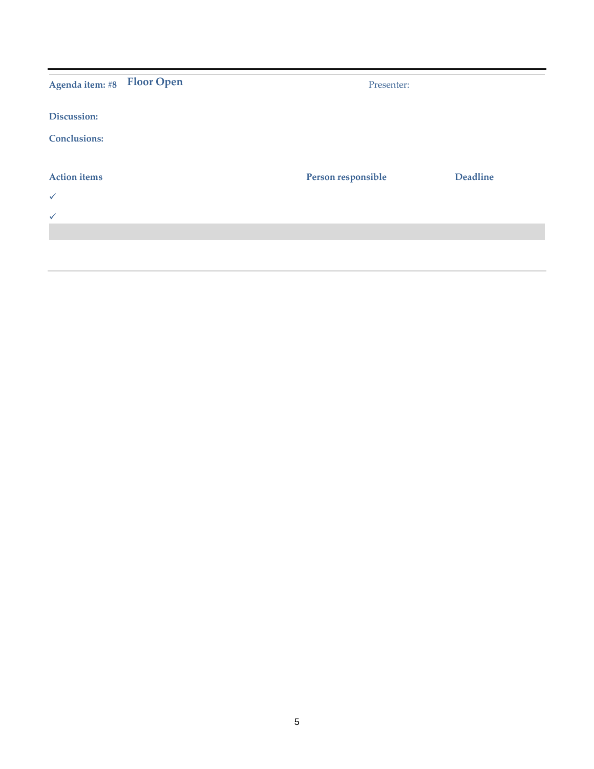**Agenda item:** #8 **Floor Open** Presenter:

**Discussion:**

**Conclusions:**

| **Action items** | **Person responsible** | **Deadline** |
| --- | --- | --- |
| ✓ | | |
| ✓ | | |